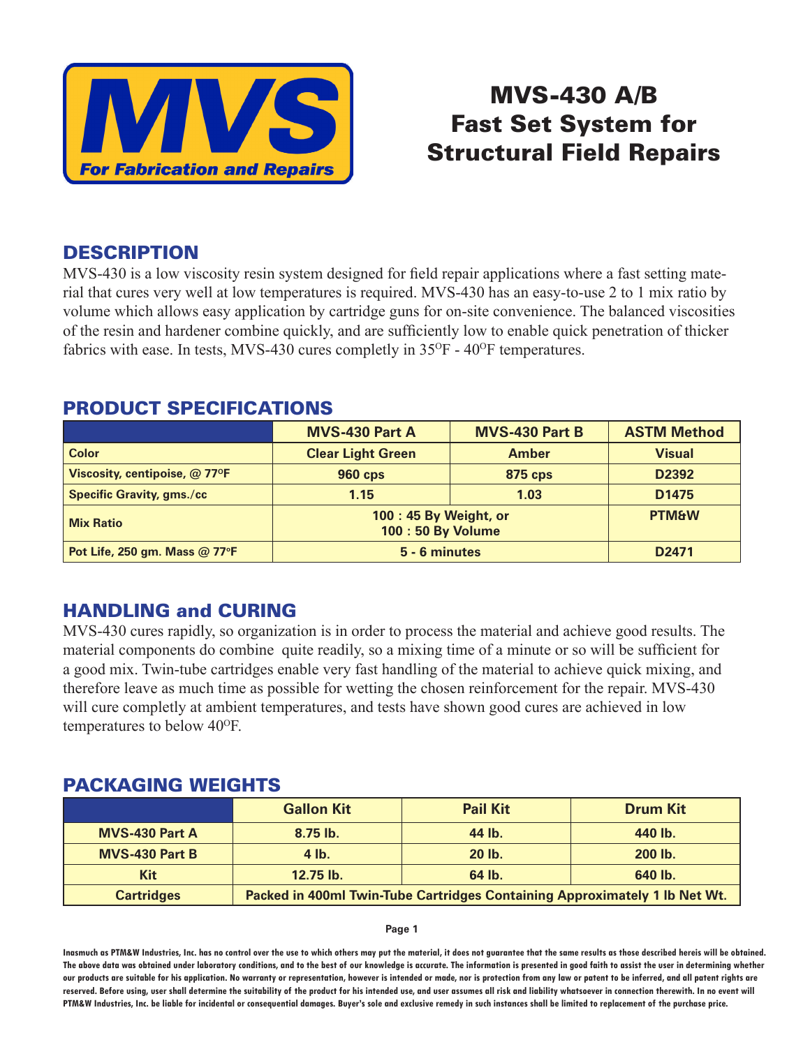# MVS

*For Fabrication and Repairs*

# MVS-430 A/B Fast Set System for Structural Field Repairs

## DESCRIPTION

MVS-430 is a low viscosity resin system designed for field repair applications where a fast setting material that cures very well at low temperatures is required. MVS-430 has an easy-to-use 2 to 1 mix ratio by volume which allows easy application by cartridge guns for on-site convenience. The balanced viscosities of the resin and hardener combine quickly, and are sufficiently low to enable quick penetration of thicker fabrics with ease. In tests, MVS-430 cures completly in 35$^{O}$F - 40$^{O}$F temperatures.

## PRODUCT SPECIFICATIONS

| | MVS-430 Part A | MVS-430 Part B | ASTM Method |
|---|---|---|---|
| **Color** | Clear Light Green | Amber | Visual |
| **Viscosity, centipoise, @ 77$^{O}$F** | 960 cps | 875 cps | D2392 |
| **Specific Gravity, gms./cc** | 1.15 | 1.03 | D1475 |
| **Mix Ratio** | 100 : 45 By Weight, or 100 : 50 By Volume | | PTM&W |
| **Pot Life, 250 gm. Mass @ 77$^{o}$F** | 5 - 6 minutes | | D2471 |

## HANDLING and CURING

MVS-430 cures rapidly, so organization is in order to process the material and achieve good results. The material components do combine quite readily, so a mixing time of a minute or so will be sufficient for a good mix. Twin-tube cartridges enable very fast handling of the material to achieve quick mixing, and therefore leave as much time as possible for wetting the chosen reinforcement for the repair. MVS-430 will cure completly at ambient temperatures, and tests have shown good cures are achieved in low temperatures to below 40$^{O}$F.

## PACKAGING WEIGHTS

| | Gallon Kit | Pail Kit | Drum Kit |
|---|---|---|---|
| **MVS-430 Part A** | 8.75 lb. | 44 lb. | 440 lb. |
| **MVS-430 Part B** | 4 lb. | 20 lb. | 200 lb. |
| **Kit** | 12.75 lb. | 64 lb. | 640 lb. |
| **Cartridges** | Packed in 400ml Twin-Tube Cartridges Containing Approximately 1 lb Net Wt. | | |

Inasmuch as PTM&W Industries, Inc. has no control over the use to which others may put the material, it does not guarantee that the same results as those described hereis will be obtained. The above data was obtained under laboratory conditions, and to the best of our knowledge is accurate. The information is presented in good faith to assist the user in determining whether our products are suitable for his application. No warranty or representation, however is intended or made, nor is protection from any law or patent to be inferred, and all patent rights are reserved. Before using, user shall determine the suitability of the product for his intended use, and user assumes all risk and liability whatsoever in connection therewith. In no event will PTM&W Industries, Inc. be liable for incidental or consequential damages. Buyer's sole and exclusive remedy in such instances shall be limited to replacement of the purchase price.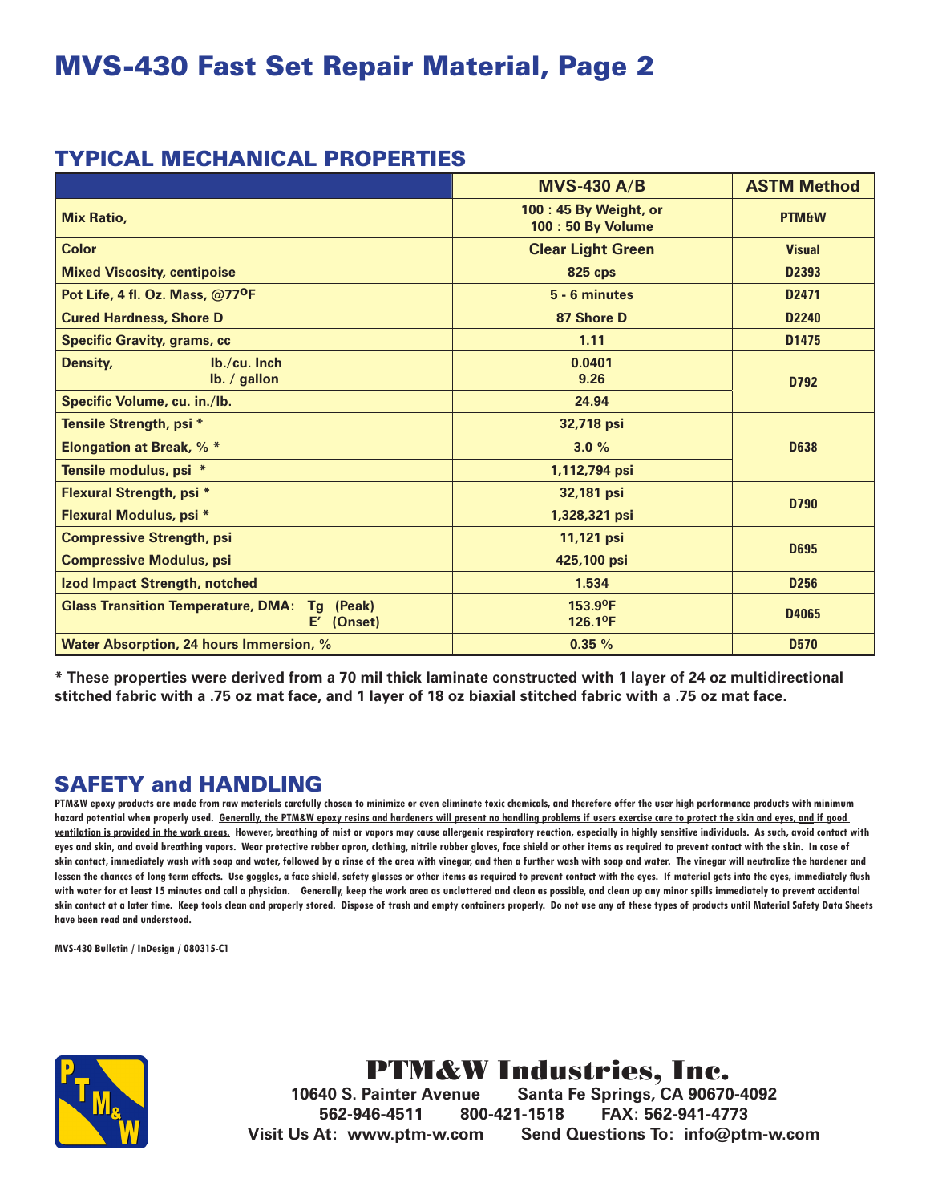# MVS-430 Fast Set Repair Material, Page 2

## TYPICAL MECHANICAL PROPERTIES

| | MVS-430 A/B | ASTM Method |
|---|---|---|
| Mix Ratio, | 100 : 45 By Weight, or 100 : 50 By Volume | PTM&W |
| Color | Clear Light Green | Visual |
| Mixed Viscosity, centipoise | 825 cps | D2393 |
| Pot Life, 4 fl. Oz. Mass, @77°F | 5 - 6 minutes | D2471 |
| Cured Hardness, Shore D | 87 Shore D | D2240 |
| Specific Gravity, grams, cc | 1.11 | D1475 |
| Density, lb./cu. Inch / lb. / gallon | 0.0401 / 9.26 | D792 |
| Specific Volume, cu. in./lb. | 24.94 | |
| Tensile Strength, psi * | 32,718 psi | D638 |
| Elongation at Break, % * | 3.0 % | |
| Tensile modulus, psi * | 1,112,794 psi | |
| Flexural Strength, psi * | 32,181 psi | D790 |
| Flexural Modulus, psi * | 1,328,321 psi | |
| Compressive Strength, psi | 11,121 psi | D695 |
| Compressive Modulus, psi | 425,100 psi | |
| Izod Impact Strength, notched | 1.534 | D256 |
| Glass Transition Temperature, DMA: Tg (Peak) / E' (Onset) | 153.9°F / 126.1°F | D4065 |
| Water Absorption, 24 hours Immersion, % | 0.35 % | D570 |

**\* These properties were derived from a 70 mil thick laminate constructed with 1 layer of 24 oz multidirectional stitched fabric with a .75 oz mat face, and 1 layer of 18 oz biaxial stitched fabric with a .75 oz mat face.**

## SAFETY and HANDLING

PTM&W epoxy products are made from raw materials carefully chosen to minimize or even eliminate toxic chemicals, and therefore offer the user high performance products with minimum hazard potential when properly used. Generally, the PTM&W epoxy resins and hardeners will present no handling problems if users exercise care to protect the skin and eyes, and if good ventilation is provided in the work areas. However, breathing of mist or vapors may cause allergenic respiratory reaction, especially in highly sensitive individuals. As such, avoid contact with eyes and skin, and avoid breathing vapors. Wear protective rubber apron, clothing, nitrile rubber gloves, face shield or other items as required to prevent contact with the skin. In case of skin contact, immediately wash with soap and water, followed by a rinse of the area with vinegar, and then a further wash with soap and water. The vinegar will neutralize the hardener and lessen the chances of long term effects. Use goggles, a face shield, safety glasses or other items as required to prevent contact with the eyes. If material gets into the eyes, immediately flush with water for at least 15 minutes and call a physician. Generally, keep the work area as uncluttered and clean as possible, and clean up any minor spills immediately to prevent accidental skin contact at a later time. Keep tools clean and properly stored. Dispose of trash and empty containers properly. Do not use any of these types of products until Material Safety Data Sheets have been read and understood.

MVS-430 Bulletin / InDesign / 080315-C1

**PTM&W Industries, Inc.**
10640 S. Painter Avenue Santa Fe Springs, CA 90670-4092
562-946-4511 800-421-1518 FAX: 562-941-4773
Visit Us At: www.ptm-w.com Send Questions To: info@ptm-w.com